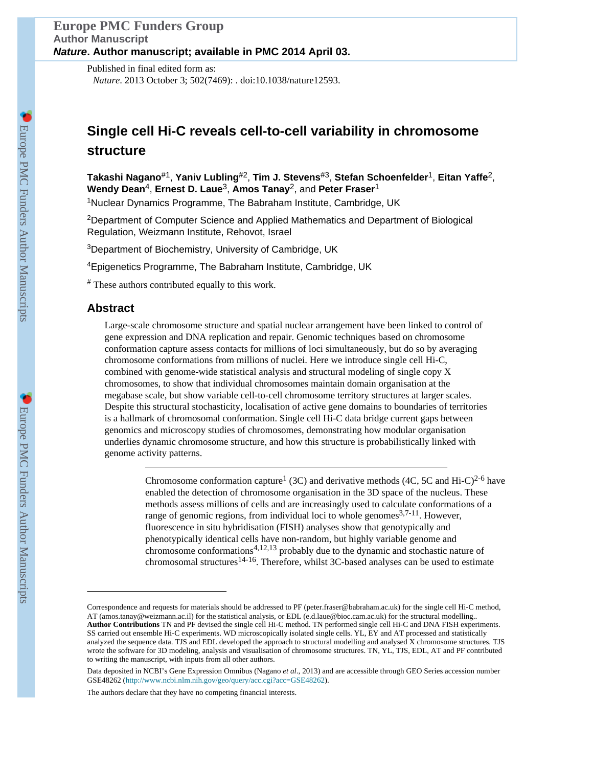Published in final edited form as:
*Nature*. 2013 October 3; 502(7469): . doi:10.1038/nature12593.

# Single cell Hi-C reveals cell-to-cell variability in chromosome structure

**Takashi Nagano**[#1], **Yaniv Lubling**[#2], **Tim J. Stevens**[#3], **Stefan Schoenfelder**[1], **Eitan Yaffe**[2], **Wendy Dean**[4], **Ernest D. Laue**[3], **Amos Tanay**[2], and **Peter Fraser**[1]

[1]Nuclear Dynamics Programme, The Babraham Institute, Cambridge, UK

[2]Department of Computer Science and Applied Mathematics and Department of Biological Regulation, Weizmann Institute, Rehovot, Israel

[3]Department of Biochemistry, University of Cambridge, UK

[4]Epigenetics Programme, The Babraham Institute, Cambridge, UK

[#] These authors contributed equally to this work.

## Abstract

Large-scale chromosome structure and spatial nuclear arrangement have been linked to control of gene expression and DNA replication and repair. Genomic techniques based on chromosome conformation capture assess contacts for millions of loci simultaneously, but do so by averaging chromosome conformations from millions of nuclei. Here we introduce single cell Hi-C, combined with genome-wide statistical analysis and structural modeling of single copy X chromosomes, to show that individual chromosomes maintain domain organisation at the megabase scale, but show variable cell-to-cell chromosome territory structures at larger scales. Despite this structural stochasticity, localisation of active gene domains to boundaries of territories is a hallmark of chromosomal conformation. Single cell Hi-C data bridge current gaps between genomics and microscopy studies of chromosomes, demonstrating how modular organisation underlies dynamic chromosome structure, and how this structure is probabilistically linked with genome activity patterns.

---

Chromosome conformation capture[1] (3C) and derivative methods (4C, 5C and Hi-C)[2-6] have enabled the detection of chromosome organisation in the 3D space of the nucleus. These methods assess millions of cells and are increasingly used to calculate conformations of a range of genomic regions, from individual loci to whole genomes[3,7-11]. However, fluorescence in situ hybridisation (FISH) analyses show that genotypically and phenotypically identical cells have non-random, but highly variable genome and chromosome conformations[4,12,13] probably due to the dynamic and stochastic nature of chromosomal structures[14-16]. Therefore, whilst 3C-based analyses can be used to estimate

---

Correspondence and requests for materials should be addressed to PF (peter.fraser@babraham.ac.uk) for the single cell Hi-C method, AT (amos.tanay@weizmann.ac.il) for the statistical analysis, or EDL (e.d.laue@bioc.cam.ac.uk) for the structural modelling..

**Author Contributions** TN and PF devised the single cell Hi-C method. TN performed single cell Hi-C and DNA FISH experiments. SS carried out ensemble Hi-C experiments. WD microscopically isolated single cells. YL, EY and AT processed and statistically analyzed the sequence data. TJS and EDL developed the approach to structural modelling and analysed X chromosome structures. TJS wrote the software for 3D modeling, analysis and visualisation of chromosome structures. TN, YL, TJS, EDL, AT and PF contributed to writing the manuscript, with inputs from all other authors.

Data deposited in NCBI's Gene Expression Omnibus (Nagano *et al*., 2013) and are accessible through GEO Series accession number GSE48262 (http://www.ncbi.nlm.nih.gov/geo/query/acc.cgi?acc=GSE48262).

The authors declare that they have no competing financial interests.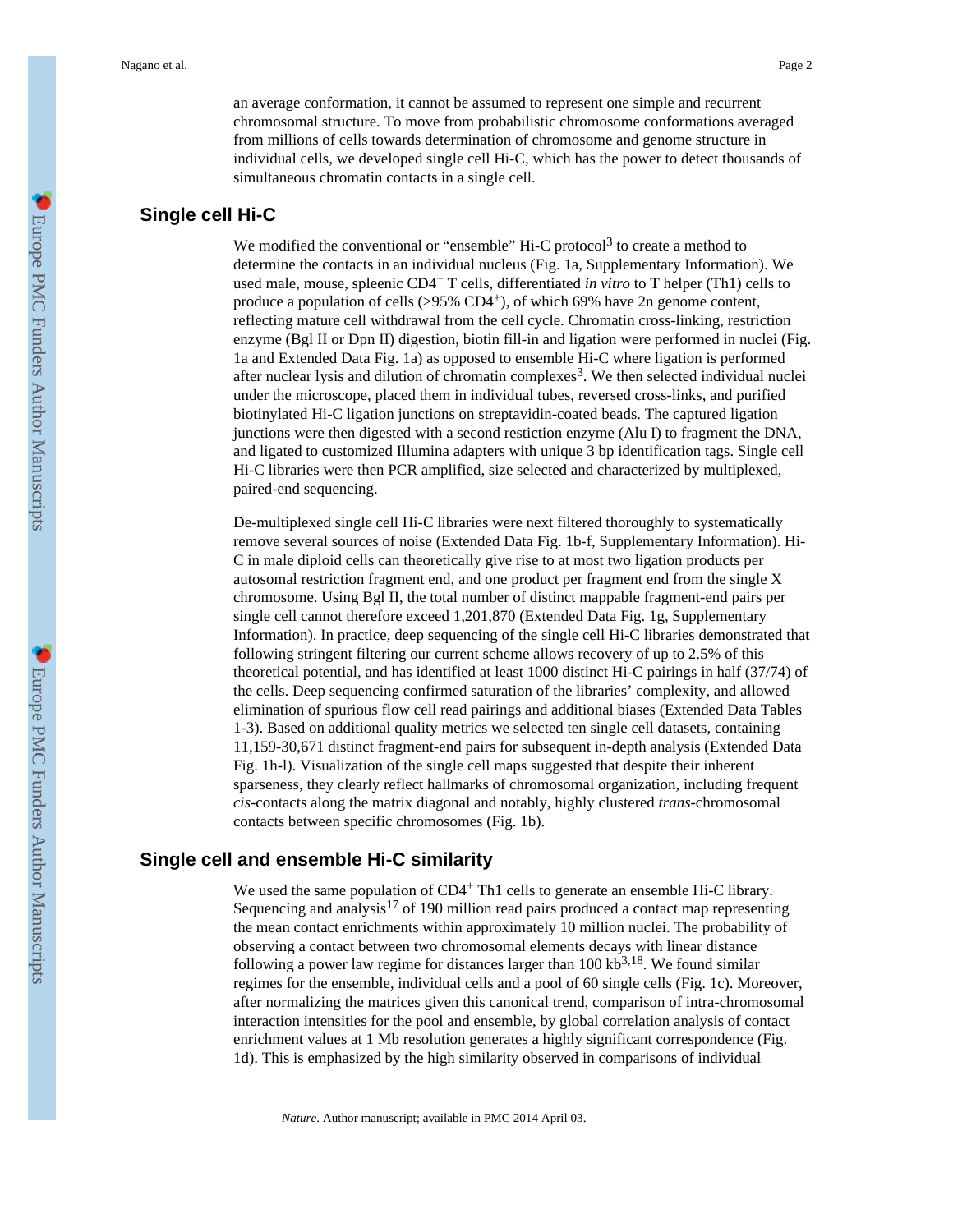an average conformation, it cannot be assumed to represent one simple and recurrent chromosomal structure. To move from probabilistic chromosome conformations averaged from millions of cells towards determination of chromosome and genome structure in individual cells, we developed single cell Hi-C, which has the power to detect thousands of simultaneous chromatin contacts in a single cell.

## Single cell Hi-C

We modified the conventional or "ensemble" Hi-C protocol[3] to create a method to determine the contacts in an individual nucleus (Fig. 1a, Supplementary Information). We used male, mouse, spleenic $CD4^+$ T cells, differentiated *in vitro* to T helper (Th1) cells to produce a population of cells (>95% $CD4^+$), of which 69% have 2n genome content, reflecting mature cell withdrawal from the cell cycle. Chromatin cross-linking, restriction enzyme (Bgl II or Dpn II) digestion, biotin fill-in and ligation were performed in nuclei (Fig. 1a and Extended Data Fig. 1a) as opposed to ensemble Hi-C where ligation is performed after nuclear lysis and dilution of chromatin complexes[3]. We then selected individual nuclei under the microscope, placed them in individual tubes, reversed cross-links, and purified biotinylated Hi-C ligation junctions on streptavidin-coated beads. The captured ligation junctions were then digested with a second restiction enzyme (Alu I) to fragment the DNA, and ligated to customized Illumina adapters with unique 3 bp identification tags. Single cell Hi-C libraries were then PCR amplified, size selected and characterized by multiplexed, paired-end sequencing.

De-multiplexed single cell Hi-C libraries were next filtered thoroughly to systematically remove several sources of noise (Extended Data Fig. 1b-f, Supplementary Information). Hi-C in male diploid cells can theoretically give rise to at most two ligation products per autosomal restriction fragment end, and one product per fragment end from the single X chromosome. Using Bgl II, the total number of distinct mappable fragment-end pairs per single cell cannot therefore exceed 1,201,870 (Extended Data Fig. 1g, Supplementary Information). In practice, deep sequencing of the single cell Hi-C libraries demonstrated that following stringent filtering our current scheme allows recovery of up to 2.5% of this theoretical potential, and has identified at least 1000 distinct Hi-C pairings in half (37/74) of the cells. Deep sequencing confirmed saturation of the libraries' complexity, and allowed elimination of spurious flow cell read pairings and additional biases (Extended Data Tables 1-3). Based on additional quality metrics we selected ten single cell datasets, containing 11,159-30,671 distinct fragment-end pairs for subsequent in-depth analysis (Extended Data Fig. 1h-l). Visualization of the single cell maps suggested that despite their inherent sparseness, they clearly reflect hallmarks of chromosomal organization, including frequent *cis*-contacts along the matrix diagonal and notably, highly clustered *trans*-chromosomal contacts between specific chromosomes (Fig. 1b).

## Single cell and ensemble Hi-C similarity

We used the same population of $CD4^+$ Th1 cells to generate an ensemble Hi-C library. Sequencing and analysis[17] of 190 million read pairs produced a contact map representing the mean contact enrichments within approximately 10 million nuclei. The probability of observing a contact between two chromosomal elements decays with linear distance following a power law regime for distances larger than 100 kb[3,18]. We found similar regimes for the ensemble, individual cells and a pool of 60 single cells (Fig. 1c). Moreover, after normalizing the matrices given this canonical trend, comparison of intra-chromosomal interaction intensities for the pool and ensemble, by global correlation analysis of contact enrichment values at 1 Mb resolution generates a highly significant correspondence (Fig. 1d). This is emphasized by the high similarity observed in comparisons of individual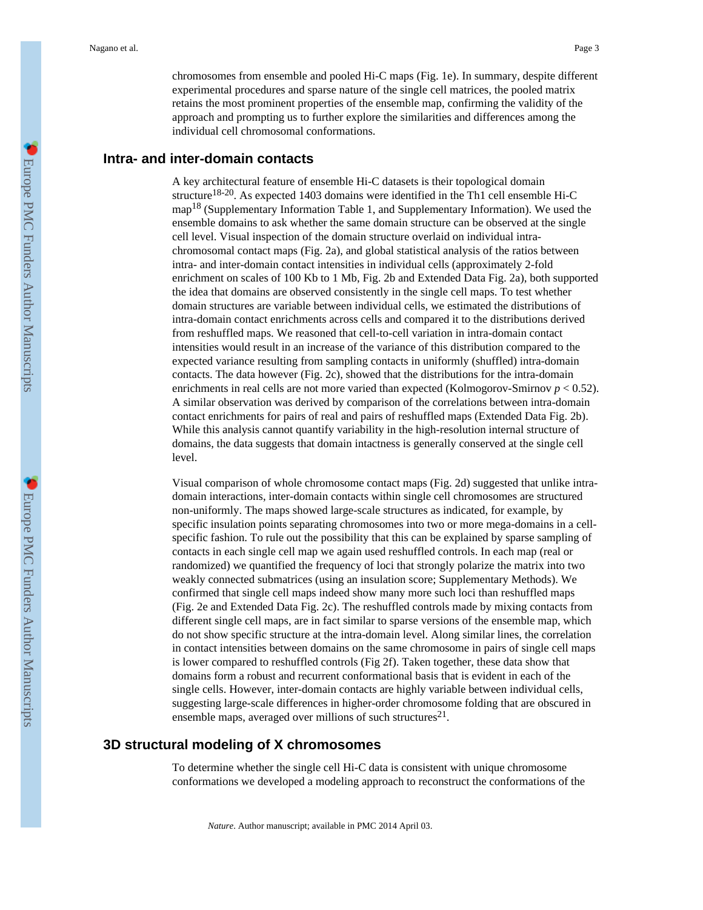chromosomes from ensemble and pooled Hi-C maps (Fig. 1e). In summary, despite different experimental procedures and sparse nature of the single cell matrices, the pooled matrix retains the most prominent properties of the ensemble map, confirming the validity of the approach and prompting us to further explore the similarities and differences among the individual cell chromosomal conformations.

## Intra- and inter-domain contacts

A key architectural feature of ensemble Hi-C datasets is their topological domain structure[18-20]. As expected 1403 domains were identified in the Th1 cell ensemble Hi-C map[18] (Supplementary Information Table 1, and Supplementary Information). We used the ensemble domains to ask whether the same domain structure can be observed at the single cell level. Visual inspection of the domain structure overlaid on individual intra-chromosomal contact maps (Fig. 2a), and global statistical analysis of the ratios between intra- and inter-domain contact intensities in individual cells (approximately 2-fold enrichment on scales of 100 Kb to 1 Mb, Fig. 2b and Extended Data Fig. 2a), both supported the idea that domains are observed consistently in the single cell maps. To test whether domain structures are variable between individual cells, we estimated the distributions of intra-domain contact enrichments across cells and compared it to the distributions derived from reshuffled maps. We reasoned that cell-to-cell variation in intra-domain contact intensities would result in an increase of the variance of this distribution compared to the expected variance resulting from sampling contacts in uniformly (shuffled) intra-domain contacts. The data however (Fig. 2c), showed that the distributions for the intra-domain enrichments in real cells are not more varied than expected (Kolmogorov-Smirnov $p < 0.52$). A similar observation was derived by comparison of the correlations between intra-domain contact enrichments for pairs of real and pairs of reshuffled maps (Extended Data Fig. 2b). While this analysis cannot quantify variability in the high-resolution internal structure of domains, the data suggests that domain intactness is generally conserved at the single cell level.

Visual comparison of whole chromosome contact maps (Fig. 2d) suggested that unlike intra-domain interactions, inter-domain contacts within single cell chromosomes are structured non-uniformly. The maps showed large-scale structures as indicated, for example, by specific insulation points separating chromosomes into two or more mega-domains in a cell-specific fashion. To rule out the possibility that this can be explained by sparse sampling of contacts in each single cell map we again used reshuffled controls. In each map (real or randomized) we quantified the frequency of loci that strongly polarize the matrix into two weakly connected submatrices (using an insulation score; Supplementary Methods). We confirmed that single cell maps indeed show many more such loci than reshuffled maps (Fig. 2e and Extended Data Fig. 2c). The reshuffled controls made by mixing contacts from different single cell maps, are in fact similar to sparse versions of the ensemble map, which do not show specific structure at the intra-domain level. Along similar lines, the correlation in contact intensities between domains on the same chromosome in pairs of single cell maps is lower compared to reshuffled controls (Fig 2f). Taken together, these data show that domains form a robust and recurrent conformational basis that is evident in each of the single cells. However, inter-domain contacts are highly variable between individual cells, suggesting large-scale differences in higher-order chromosome folding that are obscured in ensemble maps, averaged over millions of such structures[21].

## 3D structural modeling of X chromosomes

To determine whether the single cell Hi-C data is consistent with unique chromosome conformations we developed a modeling approach to reconstruct the conformations of the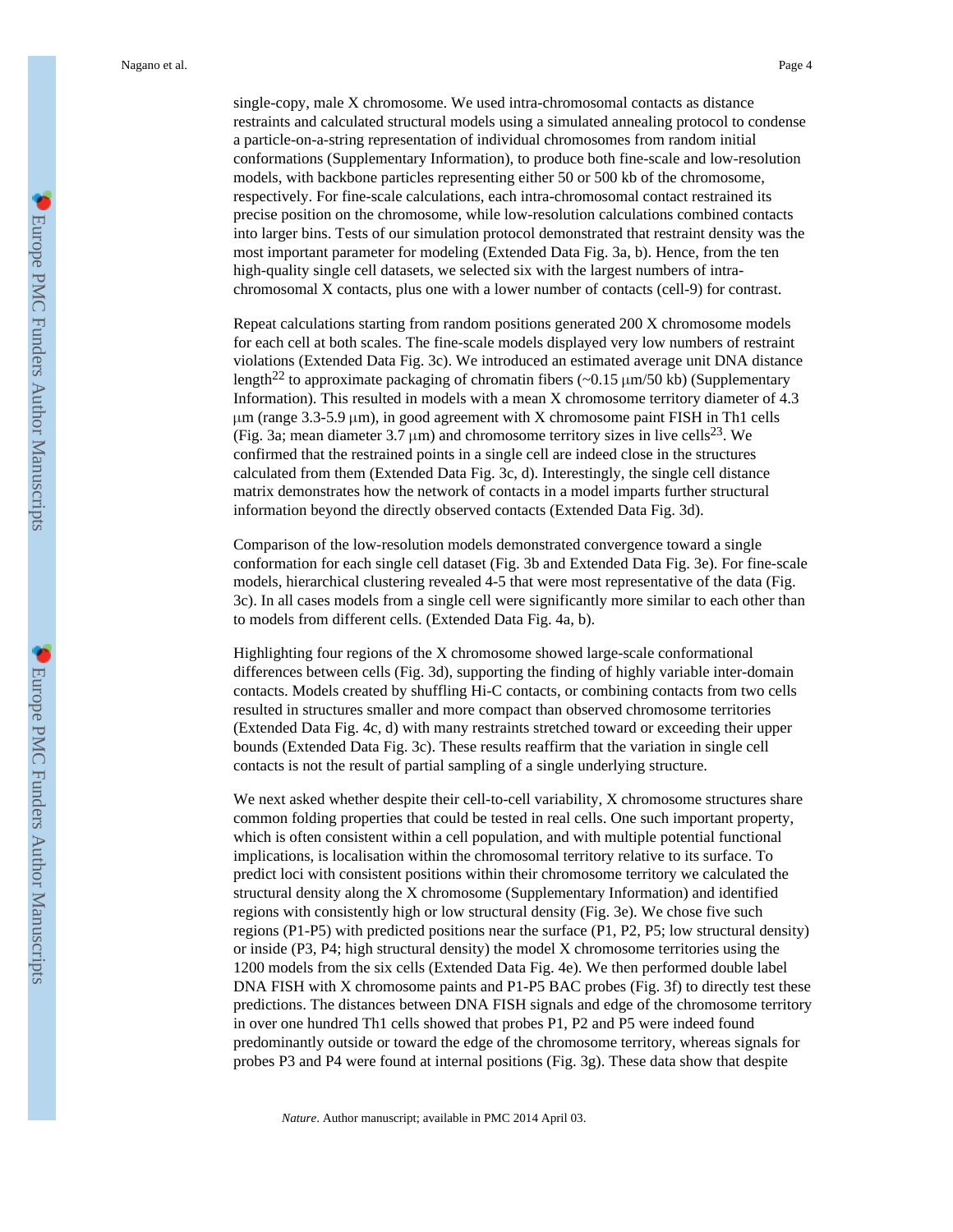single-copy, male X chromosome. We used intra-chromosomal contacts as distance restraints and calculated structural models using a simulated annealing protocol to condense a particle-on-a-string representation of individual chromosomes from random initial conformations (Supplementary Information), to produce both fine-scale and low-resolution models, with backbone particles representing either 50 or 500 kb of the chromosome, respectively. For fine-scale calculations, each intra-chromosomal contact restrained its precise position on the chromosome, while low-resolution calculations combined contacts into larger bins. Tests of our simulation protocol demonstrated that restraint density was the most important parameter for modeling (Extended Data Fig. 3a, b). Hence, from the ten high-quality single cell datasets, we selected six with the largest numbers of intra-chromosomal X contacts, plus one with a lower number of contacts (cell-9) for contrast.

Repeat calculations starting from random positions generated 200 X chromosome models for each cell at both scales. The fine-scale models displayed very low numbers of restraint violations (Extended Data Fig. 3c). We introduced an estimated average unit DNA distance length[22] to approximate packaging of chromatin fibers (~0.15 μm/50 kb) (Supplementary Information). This resulted in models with a mean X chromosome territory diameter of 4.3 μm (range 3.3-5.9 μm), in good agreement with X chromosome paint FISH in Th1 cells (Fig. 3a; mean diameter 3.7 μm) and chromosome territory sizes in live cells[23]. We confirmed that the restrained points in a single cell are indeed close in the structures calculated from them (Extended Data Fig. 3c, d). Interestingly, the single cell distance matrix demonstrates how the network of contacts in a model imparts further structural information beyond the directly observed contacts (Extended Data Fig. 3d).

Comparison of the low-resolution models demonstrated convergence toward a single conformation for each single cell dataset (Fig. 3b and Extended Data Fig. 3e). For fine-scale models, hierarchical clustering revealed 4-5 that were most representative of the data (Fig. 3c). In all cases models from a single cell were significantly more similar to each other than to models from different cells. (Extended Data Fig. 4a, b).

Highlighting four regions of the X chromosome showed large-scale conformational differences between cells (Fig. 3d), supporting the finding of highly variable inter-domain contacts. Models created by shuffling Hi-C contacts, or combining contacts from two cells resulted in structures smaller and more compact than observed chromosome territories (Extended Data Fig. 4c, d) with many restraints stretched toward or exceeding their upper bounds (Extended Data Fig. 3c). These results reaffirm that the variation in single cell contacts is not the result of partial sampling of a single underlying structure.

We next asked whether despite their cell-to-cell variability, X chromosome structures share common folding properties that could be tested in real cells. One such important property, which is often consistent within a cell population, and with multiple potential functional implications, is localisation within the chromosomal territory relative to its surface. To predict loci with consistent positions within their chromosome territory we calculated the structural density along the X chromosome (Supplementary Information) and identified regions with consistently high or low structural density (Fig. 3e). We chose five such regions (P1-P5) with predicted positions near the surface (P1, P2, P5; low structural density) or inside (P3, P4; high structural density) the model X chromosome territories using the 1200 models from the six cells (Extended Data Fig. 4e). We then performed double label DNA FISH with X chromosome paints and P1-P5 BAC probes (Fig. 3f) to directly test these predictions. The distances between DNA FISH signals and edge of the chromosome territory in over one hundred Th1 cells showed that probes P1, P2 and P5 were indeed found predominantly outside or toward the edge of the chromosome territory, whereas signals for probes P3 and P4 were found at internal positions (Fig. 3g). These data show that despite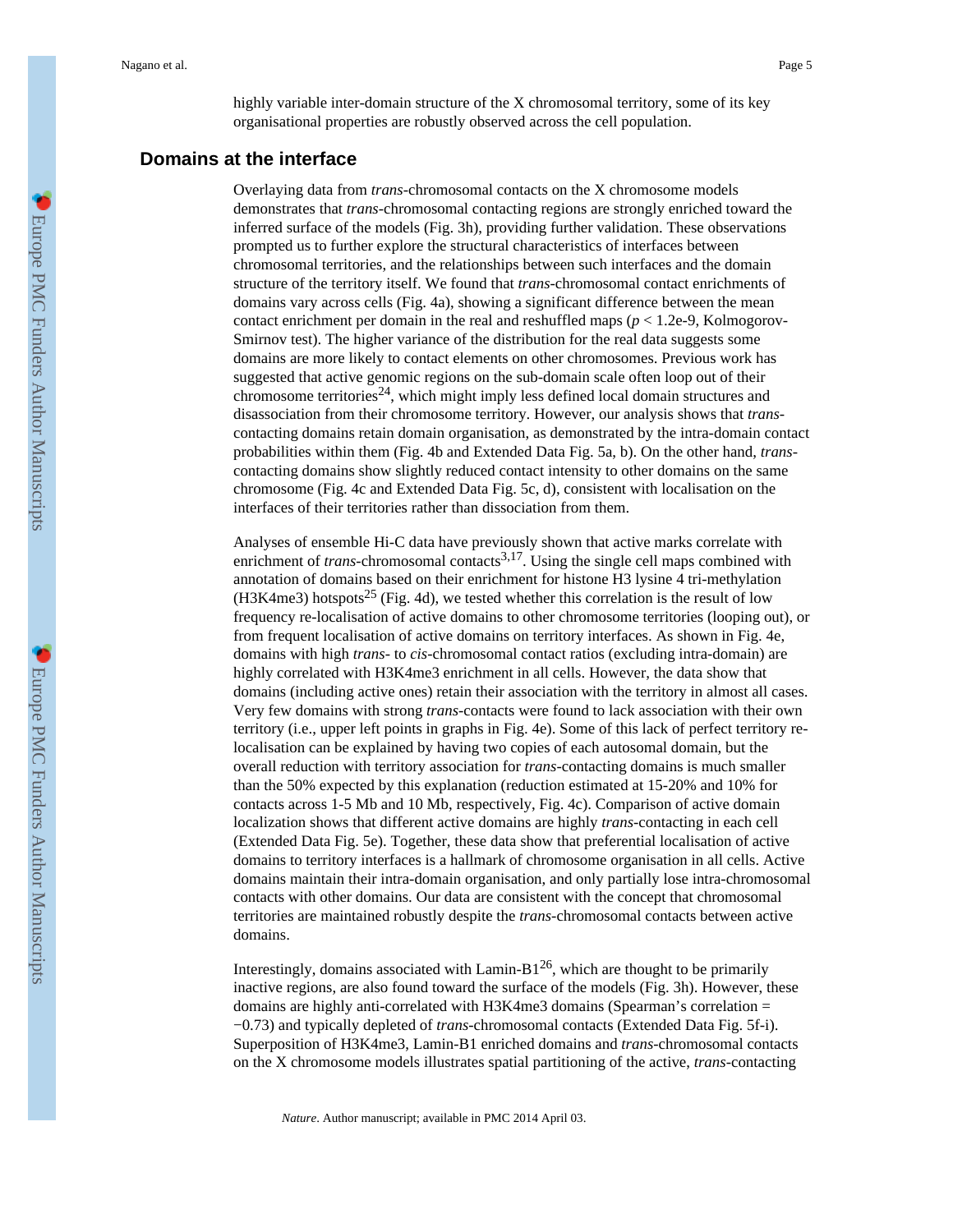highly variable inter-domain structure of the X chromosomal territory, some of its key organisational properties are robustly observed across the cell population.

## Domains at the interface

Overlaying data from *trans*-chromosomal contacts on the X chromosome models demonstrates that *trans*-chromosomal contacting regions are strongly enriched toward the inferred surface of the models (Fig. 3h), providing further validation. These observations prompted us to further explore the structural characteristics of interfaces between chromosomal territories, and the relationships between such interfaces and the domain structure of the territory itself. We found that *trans*-chromosomal contact enrichments of domains vary across cells (Fig. 4a), showing a significant difference between the mean contact enrichment per domain in the real and reshuffled maps ($p < 1.2e\text{-}9$, Kolmogorov-Smirnov test). The higher variance of the distribution for the real data suggests some domains are more likely to contact elements on other chromosomes. Previous work has suggested that active genomic regions on the sub-domain scale often loop out of their chromosome territories[24], which might imply less defined local domain structures and disassociation from their chromosome territory. However, our analysis shows that *trans*-contacting domains retain domain organisation, as demonstrated by the intra-domain contact probabilities within them (Fig. 4b and Extended Data Fig. 5a, b). On the other hand, *trans*-contacting domains show slightly reduced contact intensity to other domains on the same chromosome (Fig. 4c and Extended Data Fig. 5c, d), consistent with localisation on the interfaces of their territories rather than dissociation from them.

Analyses of ensemble Hi-C data have previously shown that active marks correlate with enrichment of *trans*-chromosomal contacts[3,17]. Using the single cell maps combined with annotation of domains based on their enrichment for histone H3 lysine 4 tri-methylation (H3K4me3) hotspots[25] (Fig. 4d), we tested whether this correlation is the result of low frequency re-localisation of active domains to other chromosome territories (looping out), or from frequent localisation of active domains on territory interfaces. As shown in Fig. 4e, domains with high *trans*- to *cis*-chromosomal contact ratios (excluding intra-domain) are highly correlated with H3K4me3 enrichment in all cells. However, the data show that domains (including active ones) retain their association with the territory in almost all cases. Very few domains with strong *trans*-contacts were found to lack association with their own territory (i.e., upper left points in graphs in Fig. 4e). Some of this lack of perfect territory re-localisation can be explained by having two copies of each autosomal domain, but the overall reduction with territory association for *trans*-contacting domains is much smaller than the 50% expected by this explanation (reduction estimated at 15-20% and 10% for contacts across 1-5 Mb and 10 Mb, respectively, Fig. 4c). Comparison of active domain localization shows that different active domains are highly *trans*-contacting in each cell (Extended Data Fig. 5e). Together, these data show that preferential localisation of active domains to territory interfaces is a hallmark of chromosome organisation in all cells. Active domains maintain their intra-domain organisation, and only partially lose intra-chromosomal contacts with other domains. Our data are consistent with the concept that chromosomal territories are maintained robustly despite the *trans*-chromosomal contacts between active domains.

Interestingly, domains associated with Lamin-B1[26], which are thought to be primarily inactive regions, are also found toward the surface of the models (Fig. 3h). However, these domains are highly anti-correlated with H3K4me3 domains (Spearman's correlation = −0.73) and typically depleted of *trans*-chromosomal contacts (Extended Data Fig. 5f-i). Superposition of H3K4me3, Lamin-B1 enriched domains and *trans*-chromosomal contacts on the X chromosome models illustrates spatial partitioning of the active, *trans*-contacting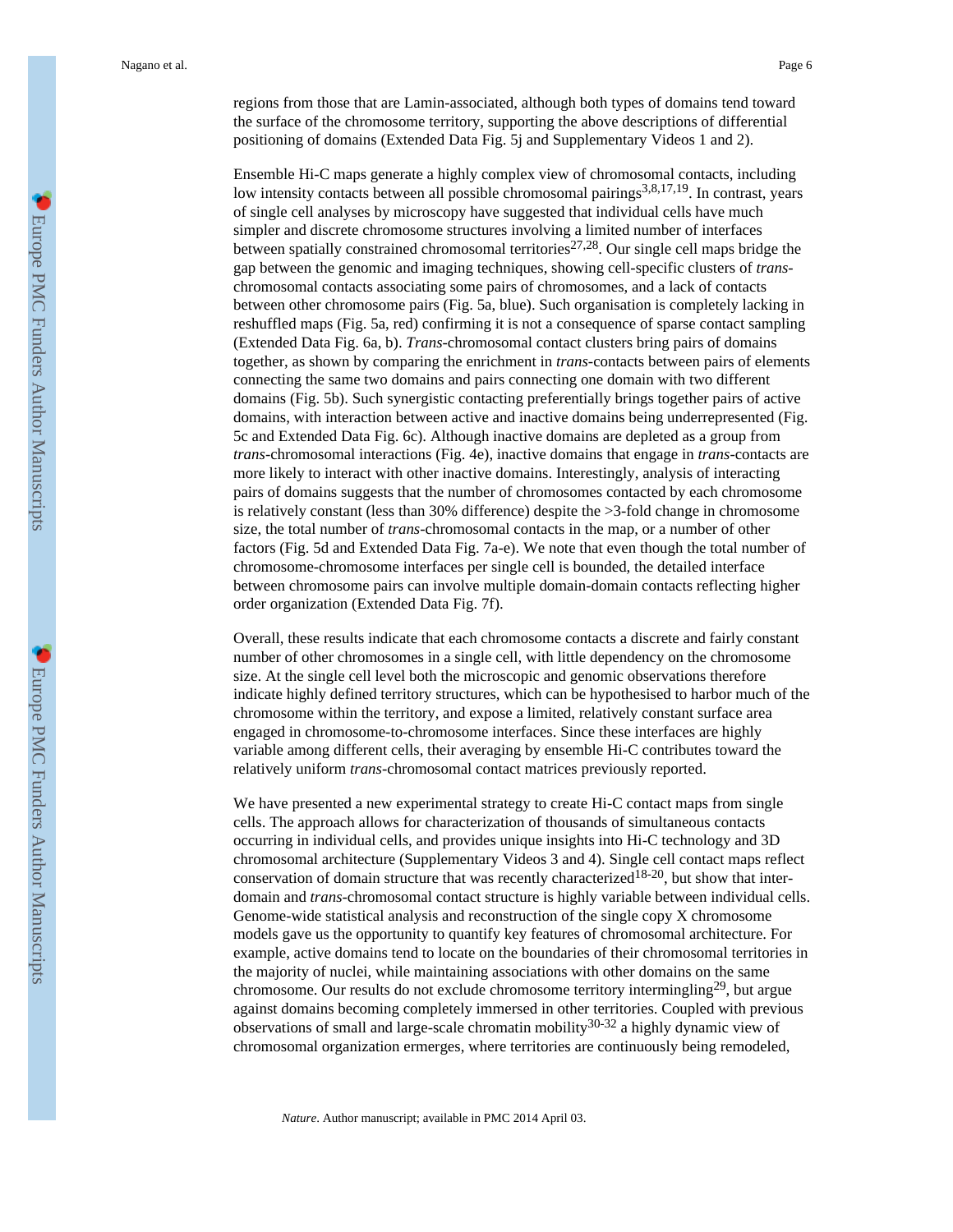regions from those that are Lamin-associated, although both types of domains tend toward the surface of the chromosome territory, supporting the above descriptions of differential positioning of domains (Extended Data Fig. 5j and Supplementary Videos 1 and 2).

Ensemble Hi-C maps generate a highly complex view of chromosomal contacts, including low intensity contacts between all possible chromosomal pairings[3,8,17,19]. In contrast, years of single cell analyses by microscopy have suggested that individual cells have much simpler and discrete chromosome structures involving a limited number of interfaces between spatially constrained chromosomal territories[27,28]. Our single cell maps bridge the gap between the genomic and imaging techniques, showing cell-specific clusters of *trans*-chromosomal contacts associating some pairs of chromosomes, and a lack of contacts between other chromosome pairs (Fig. 5a, blue). Such organisation is completely lacking in reshuffled maps (Fig. 5a, red) confirming it is not a consequence of sparse contact sampling (Extended Data Fig. 6a, b). *Trans*-chromosomal contact clusters bring pairs of domains together, as shown by comparing the enrichment in *trans*-contacts between pairs of elements connecting the same two domains and pairs connecting one domain with two different domains (Fig. 5b). Such synergistic contacting preferentially brings together pairs of active domains, with interaction between active and inactive domains being underrepresented (Fig. 5c and Extended Data Fig. 6c). Although inactive domains are depleted as a group from *trans*-chromosomal interactions (Fig. 4e), inactive domains that engage in *trans*-contacts are more likely to interact with other inactive domains. Interestingly, analysis of interacting pairs of domains suggests that the number of chromosomes contacted by each chromosome is relatively constant (less than 30% difference) despite the >3-fold change in chromosome size, the total number of *trans*-chromosomal contacts in the map, or a number of other factors (Fig. 5d and Extended Data Fig. 7a-e). We note that even though the total number of chromosome-chromosome interfaces per single cell is bounded, the detailed interface between chromosome pairs can involve multiple domain-domain contacts reflecting higher order organization (Extended Data Fig. 7f).

Overall, these results indicate that each chromosome contacts a discrete and fairly constant number of other chromosomes in a single cell, with little dependency on the chromosome size. At the single cell level both the microscopic and genomic observations therefore indicate highly defined territory structures, which can be hypothesised to harbor much of the chromosome within the territory, and expose a limited, relatively constant surface area engaged in chromosome-to-chromosome interfaces. Since these interfaces are highly variable among different cells, their averaging by ensemble Hi-C contributes toward the relatively uniform *trans*-chromosomal contact matrices previously reported.

We have presented a new experimental strategy to create Hi-C contact maps from single cells. The approach allows for characterization of thousands of simultaneous contacts occurring in individual cells, and provides unique insights into Hi-C technology and 3D chromosomal architecture (Supplementary Videos 3 and 4). Single cell contact maps reflect conservation of domain structure that was recently characterized[18-20], but show that inter-domain and *trans*-chromosomal contact structure is highly variable between individual cells. Genome-wide statistical analysis and reconstruction of the single copy X chromosome models gave us the opportunity to quantify key features of chromosomal architecture. For example, active domains tend to locate on the boundaries of their chromosomal territories in the majority of nuclei, while maintaining associations with other domains on the same chromosome. Our results do not exclude chromosome territory intermingling[29], but argue against domains becoming completely immersed in other territories. Coupled with previous observations of small and large-scale chromatin mobility[30-32] a highly dynamic view of chromosomal organization ermerges, where territories are continuously being remodeled,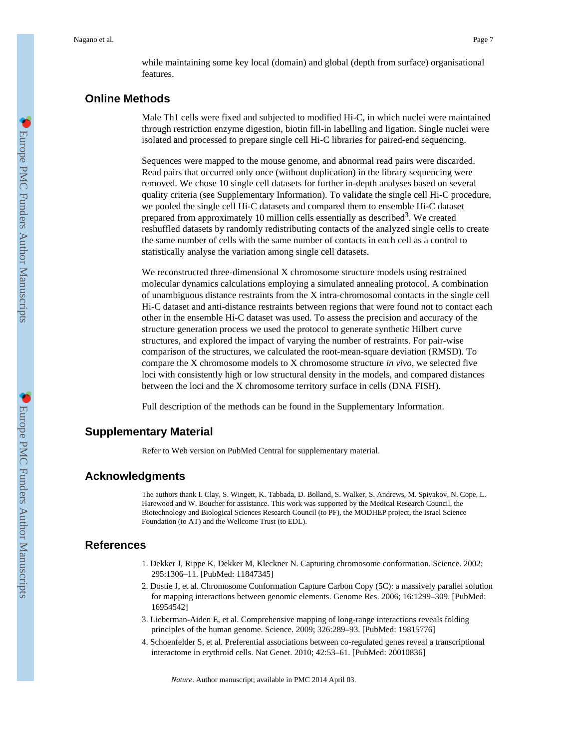while maintaining some key local (domain) and global (depth from surface) organisational features.

## Online Methods

Male Th1 cells were fixed and subjected to modified Hi-C, in which nuclei were maintained through restriction enzyme digestion, biotin fill-in labelling and ligation. Single nuclei were isolated and processed to prepare single cell Hi-C libraries for paired-end sequencing.

Sequences were mapped to the mouse genome, and abnormal read pairs were discarded. Read pairs that occurred only once (without duplication) in the library sequencing were removed. We chose 10 single cell datasets for further in-depth analyses based on several quality criteria (see Supplementary Information). To validate the single cell Hi-C procedure, we pooled the single cell Hi-C datasets and compared them to ensemble Hi-C dataset prepared from approximately 10 million cells essentially as described[3]. We created reshuffled datasets by randomly redistributing contacts of the analyzed single cells to create the same number of cells with the same number of contacts in each cell as a control to statistically analyse the variation among single cell datasets.

We reconstructed three-dimensional X chromosome structure models using restrained molecular dynamics calculations employing a simulated annealing protocol. A combination of unambiguous distance restraints from the X intra-chromosomal contacts in the single cell Hi-C dataset and anti-distance restraints between regions that were found not to contact each other in the ensemble Hi-C dataset was used. To assess the precision and accuracy of the structure generation process we used the protocol to generate synthetic Hilbert curve structures, and explored the impact of varying the number of restraints. For pair-wise comparison of the structures, we calculated the root-mean-square deviation (RMSD). To compare the X chromosome models to X chromosome structure *in vivo*, we selected five loci with consistently high or low structural density in the models, and compared distances between the loci and the X chromosome territory surface in cells (DNA FISH).

Full description of the methods can be found in the Supplementary Information.

## Supplementary Material

Refer to Web version on PubMed Central for supplementary material.

## Acknowledgments

The authors thank I. Clay, S. Wingett, K. Tabbada, D. Bolland, S. Walker, S. Andrews, M. Spivakov, N. Cope, L. Harewood and W. Boucher for assistance. This work was supported by the Medical Research Council, the Biotechnology and Biological Sciences Research Council (to PF), the MODHEP project, the Israel Science Foundation (to AT) and the Wellcome Trust (to EDL).

## References

1. Dekker J, Rippe K, Dekker M, Kleckner N. Capturing chromosome conformation. Science. 2002; 295:1306–11. [PubMed: 11847345]
2. Dostie J, et al. Chromosome Conformation Capture Carbon Copy (5C): a massively parallel solution for mapping interactions between genomic elements. Genome Res. 2006; 16:1299–309. [PubMed: 16954542]
3. Lieberman-Aiden E, et al. Comprehensive mapping of long-range interactions reveals folding principles of the human genome. Science. 2009; 326:289–93. [PubMed: 19815776]
4. Schoenfelder S, et al. Preferential associations between co-regulated genes reveal a transcriptional interactome in erythroid cells. Nat Genet. 2010; 42:53–61. [PubMed: 20010836]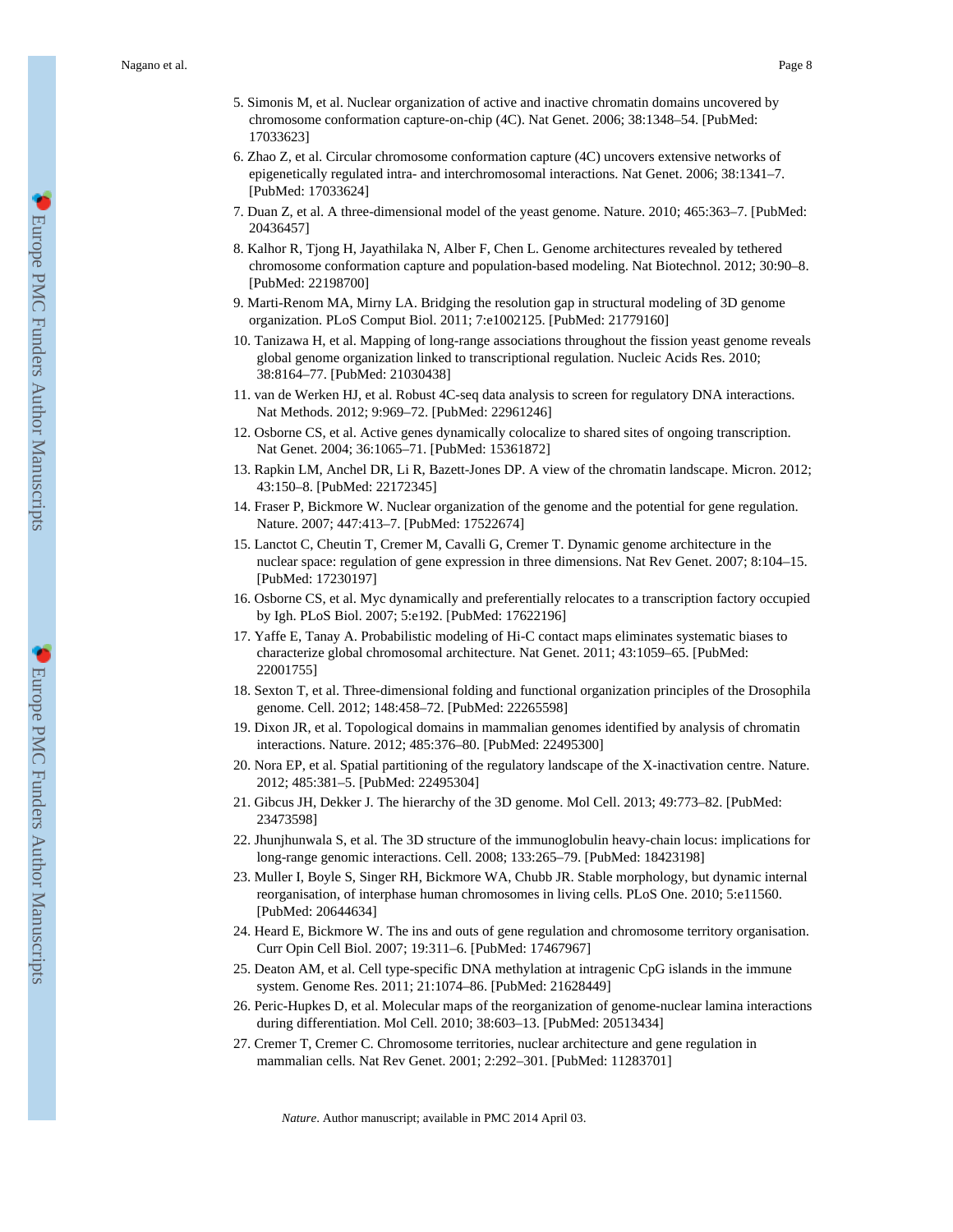5. Simonis M, et al. Nuclear organization of active and inactive chromatin domains uncovered by chromosome conformation capture-on-chip (4C). Nat Genet. 2006; 38:1348–54. [PubMed: 17033623]
6. Zhao Z, et al. Circular chromosome conformation capture (4C) uncovers extensive networks of epigenetically regulated intra- and interchromosomal interactions. Nat Genet. 2006; 38:1341–7. [PubMed: 17033624]
7. Duan Z, et al. A three-dimensional model of the yeast genome. Nature. 2010; 465:363–7. [PubMed: 20436457]
8. Kalhor R, Tjong H, Jayathilaka N, Alber F, Chen L. Genome architectures revealed by tethered chromosome conformation capture and population-based modeling. Nat Biotechnol. 2012; 30:90–8. [PubMed: 22198700]
9. Marti-Renom MA, Mirny LA. Bridging the resolution gap in structural modeling of 3D genome organization. PLoS Comput Biol. 2011; 7:e1002125. [PubMed: 21779160]
10. Tanizawa H, et al. Mapping of long-range associations throughout the fission yeast genome reveals global genome organization linked to transcriptional regulation. Nucleic Acids Res. 2010; 38:8164–77. [PubMed: 21030438]
11. van de Werken HJ, et al. Robust 4C-seq data analysis to screen for regulatory DNA interactions. Nat Methods. 2012; 9:969–72. [PubMed: 22961246]
12. Osborne CS, et al. Active genes dynamically colocalize to shared sites of ongoing transcription. Nat Genet. 2004; 36:1065–71. [PubMed: 15361872]
13. Rapkin LM, Anchel DR, Li R, Bazett-Jones DP. A view of the chromatin landscape. Micron. 2012; 43:150–8. [PubMed: 22172345]
14. Fraser P, Bickmore W. Nuclear organization of the genome and the potential for gene regulation. Nature. 2007; 447:413–7. [PubMed: 17522674]
15. Lanctot C, Cheutin T, Cremer M, Cavalli G, Cremer T. Dynamic genome architecture in the nuclear space: regulation of gene expression in three dimensions. Nat Rev Genet. 2007; 8:104–15. [PubMed: 17230197]
16. Osborne CS, et al. Myc dynamically and preferentially relocates to a transcription factory occupied by Igh. PLoS Biol. 2007; 5:e192. [PubMed: 17622196]
17. Yaffe E, Tanay A. Probabilistic modeling of Hi-C contact maps eliminates systematic biases to characterize global chromosomal architecture. Nat Genet. 2011; 43:1059–65. [PubMed: 22001755]
18. Sexton T, et al. Three-dimensional folding and functional organization principles of the Drosophila genome. Cell. 2012; 148:458–72. [PubMed: 22265598]
19. Dixon JR, et al. Topological domains in mammalian genomes identified by analysis of chromatin interactions. Nature. 2012; 485:376–80. [PubMed: 22495300]
20. Nora EP, et al. Spatial partitioning of the regulatory landscape of the X-inactivation centre. Nature. 2012; 485:381–5. [PubMed: 22495304]
21. Gibcus JH, Dekker J. The hierarchy of the 3D genome. Mol Cell. 2013; 49:773–82. [PubMed: 23473598]
22. Jhunjhunwala S, et al. The 3D structure of the immunoglobulin heavy-chain locus: implications for long-range genomic interactions. Cell. 2008; 133:265–79. [PubMed: 18423198]
23. Muller I, Boyle S, Singer RH, Bickmore WA, Chubb JR. Stable morphology, but dynamic internal reorganisation, of interphase human chromosomes in living cells. PLoS One. 2010; 5:e11560. [PubMed: 20644634]
24. Heard E, Bickmore W. The ins and outs of gene regulation and chromosome territory organisation. Curr Opin Cell Biol. 2007; 19:311–6. [PubMed: 17467967]
25. Deaton AM, et al. Cell type-specific DNA methylation at intragenic CpG islands in the immune system. Genome Res. 2011; 21:1074–86. [PubMed: 21628449]
26. Peric-Hupkes D, et al. Molecular maps of the reorganization of genome-nuclear lamina interactions during differentiation. Mol Cell. 2010; 38:603–13. [PubMed: 20513434]
27. Cremer T, Cremer C. Chromosome territories, nuclear architecture and gene regulation in mammalian cells. Nat Rev Genet. 2001; 2:292–301. [PubMed: 11283701]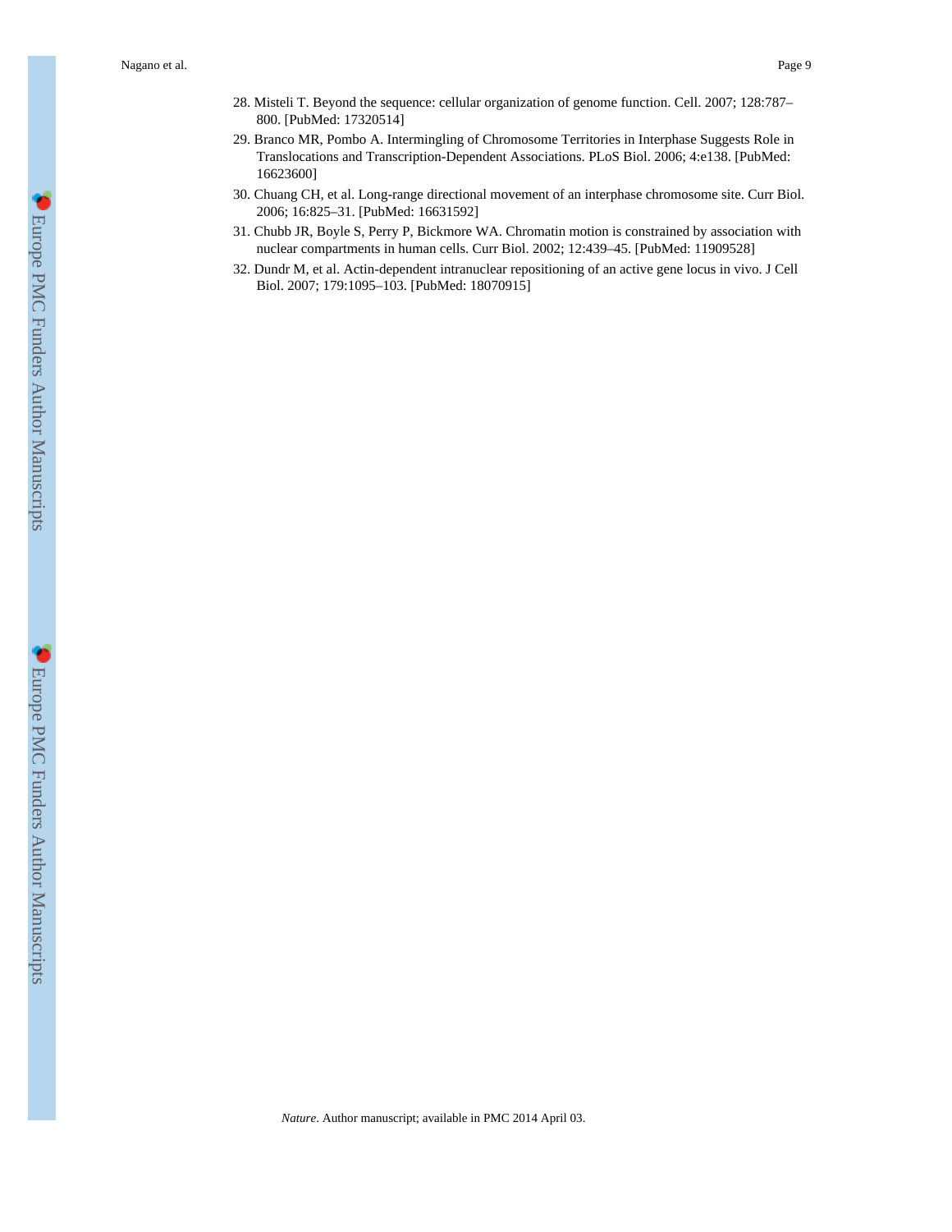28. Misteli T. Beyond the sequence: cellular organization of genome function. Cell. 2007; 128:787–800. [PubMed: 17320514]
29. Branco MR, Pombo A. Intermingling of Chromosome Territories in Interphase Suggests Role in Translocations and Transcription-Dependent Associations. PLoS Biol. 2006; 4:e138. [PubMed: 16623600]
30. Chuang CH, et al. Long-range directional movement of an interphase chromosome site. Curr Biol. 2006; 16:825–31. [PubMed: 16631592]
31. Chubb JR, Boyle S, Perry P, Bickmore WA. Chromatin motion is constrained by association with nuclear compartments in human cells. Curr Biol. 2002; 12:439–45. [PubMed: 11909528]
32. Dundr M, et al. Actin-dependent intranuclear repositioning of an active gene locus in vivo. J Cell Biol. 2007; 179:1095–103. [PubMed: 18070915]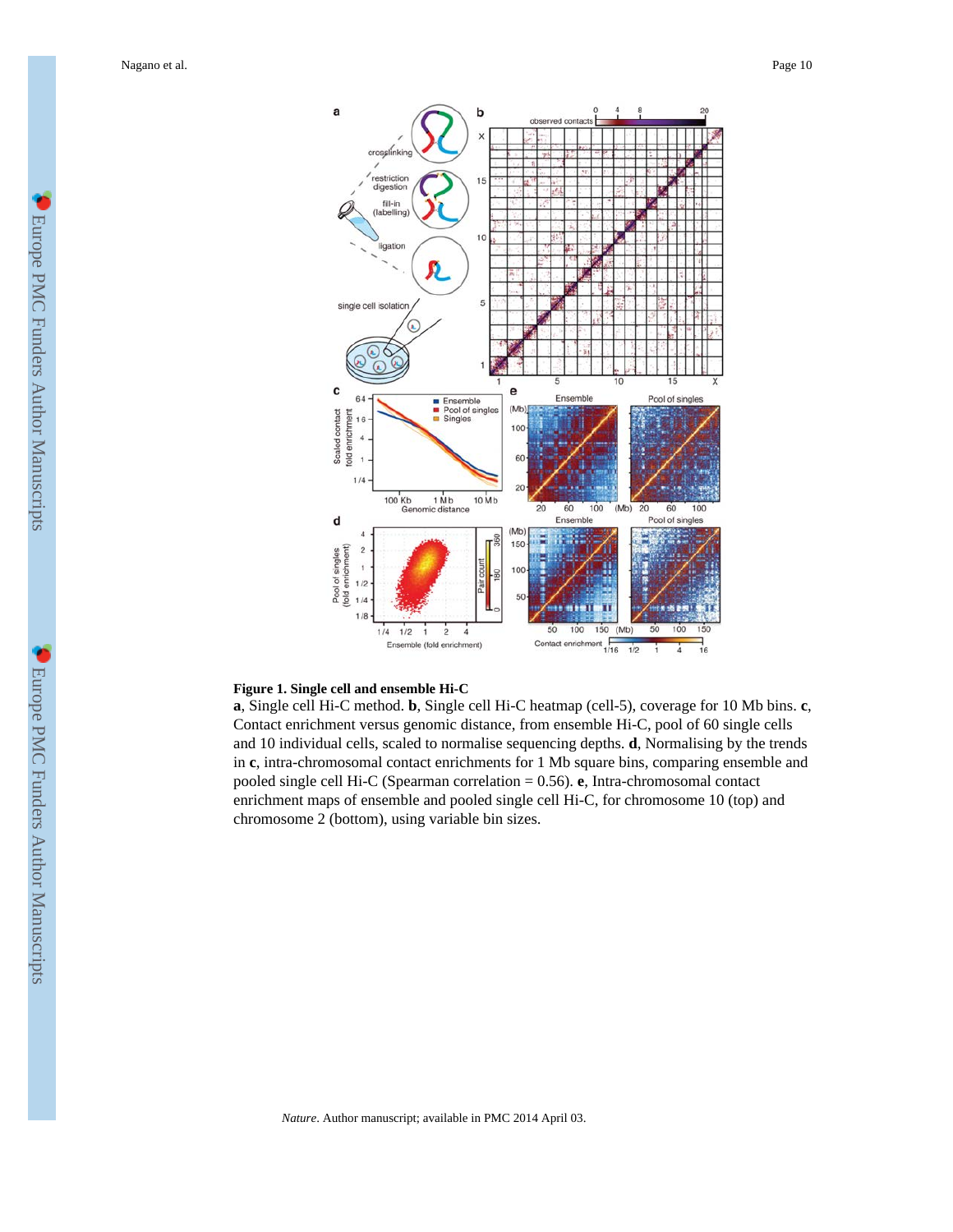**Figure 1. Single cell and ensemble Hi-C**

**a**, Single cell Hi-C method. **b**, Single cell Hi-C heatmap (cell-5), coverage for 10 Mb bins. **c**, Contact enrichment versus genomic distance, from ensemble Hi-C, pool of 60 single cells and 10 individual cells, scaled to normalise sequencing depths. **d**, Normalising by the trends in **c**, intra-chromosomal contact enrichments for 1 Mb square bins, comparing ensemble and pooled single cell Hi-C (Spearman correlation = 0.56). **e**, Intra-chromosomal contact enrichment maps of ensemble and pooled single cell Hi-C, for chromosome 10 (top) and chromosome 2 (bottom), using variable bin sizes.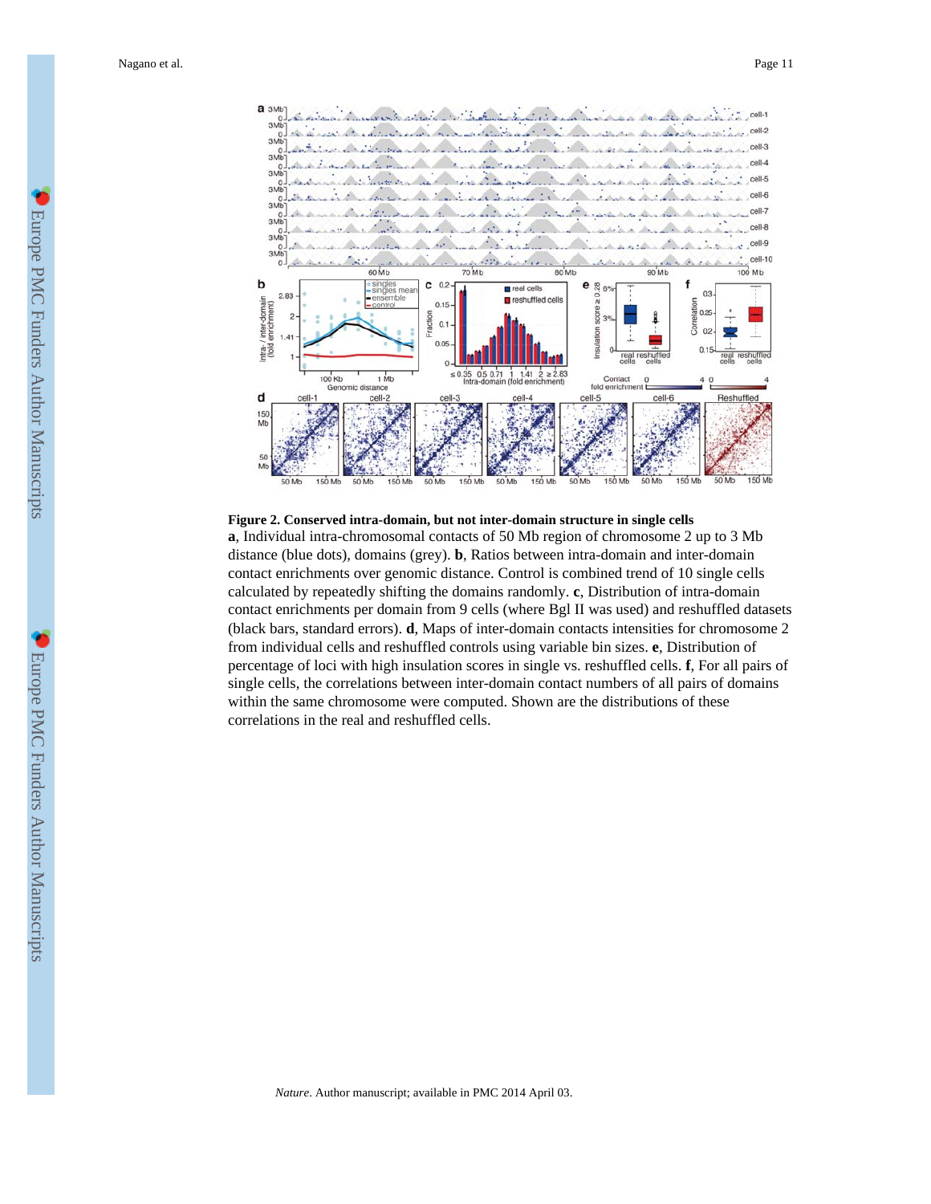**Figure 2. Conserved intra-domain, but not inter-domain structure in single cells**

**a**, Individual intra-chromosomal contacts of 50 Mb region of chromosome 2 up to 3 Mb distance (blue dots), domains (grey). **b**, Ratios between intra-domain and inter-domain contact enrichments over genomic distance. Control is combined trend of 10 single cells calculated by repeatedly shifting the domains randomly. **c**, Distribution of intra-domain contact enrichments per domain from 9 cells (where Bgl II was used) and reshuffled datasets (black bars, standard errors). **d**, Maps of inter-domain contacts intensities for chromosome 2 from individual cells and reshuffled controls using variable bin sizes. **e**, Distribution of percentage of loci with high insulation scores in single vs. reshuffled cells. **f**, For all pairs of single cells, the correlations between inter-domain contact numbers of all pairs of domains within the same chromosome were computed. Shown are the distributions of these correlations in the real and reshuffled cells.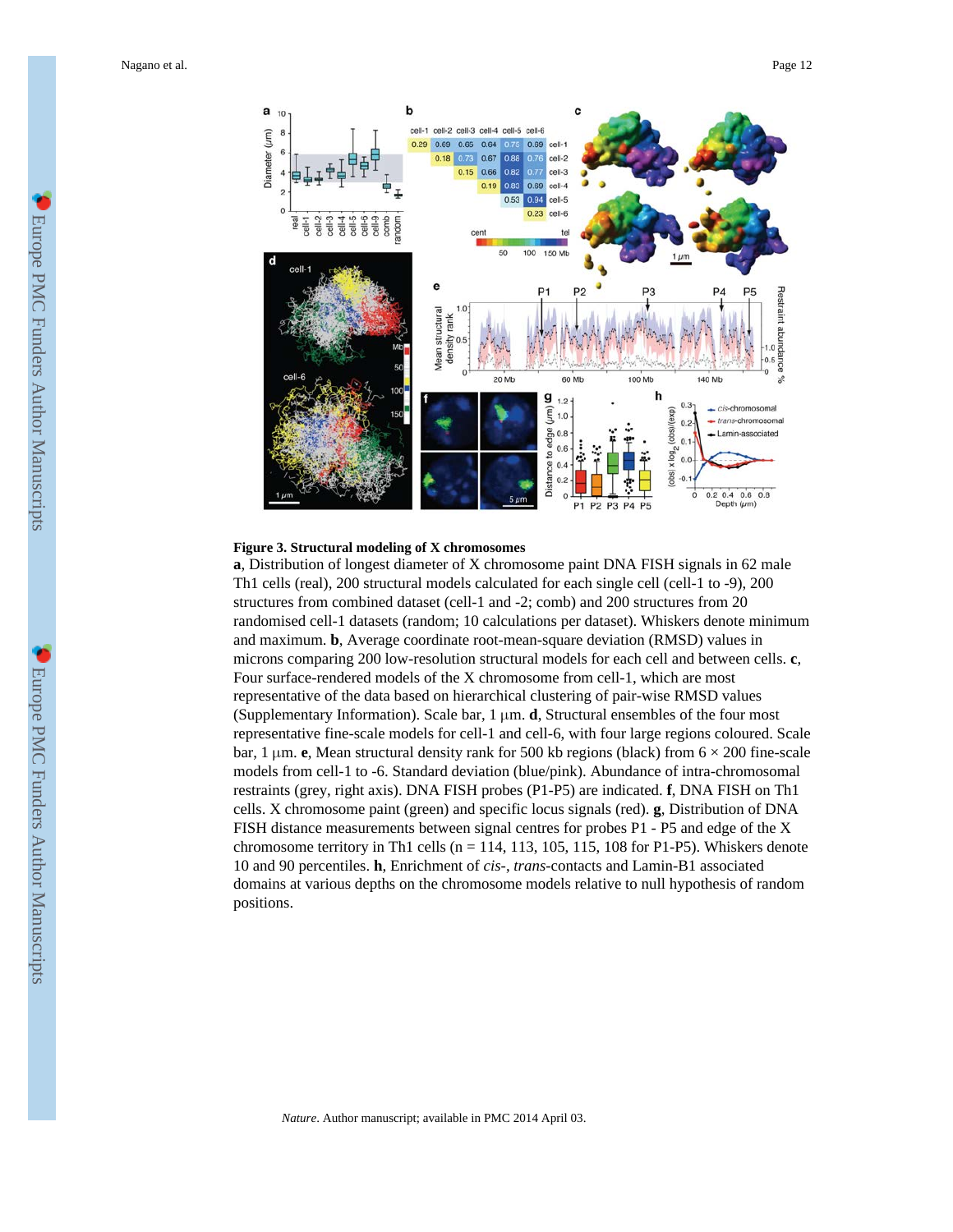**Figure 3. Structural modeling of X chromosomes**

**a**, Distribution of longest diameter of X chromosome paint DNA FISH signals in 62 male Th1 cells (real), 200 structural models calculated for each single cell (cell-1 to -9), 200 structures from combined dataset (cell-1 and -2; comb) and 200 structures from 20 randomised cell-1 datasets (random; 10 calculations per dataset). Whiskers denote minimum and maximum. **b**, Average coordinate root-mean-square deviation (RMSD) values in microns comparing 200 low-resolution structural models for each cell and between cells. **c**, Four surface-rendered models of the X chromosome from cell-1, which are most representative of the data based on hierarchical clustering of pair-wise RMSD values (Supplementary Information). Scale bar, 1 μm. **d**, Structural ensembles of the four most representative fine-scale models for cell-1 and cell-6, with four large regions coloured. Scale bar, 1 μm. **e**, Mean structural density rank for 500 kb regions (black) from 6 × 200 fine-scale models from cell-1 to -6. Standard deviation (blue/pink). Abundance of intra-chromosomal restraints (grey, right axis). DNA FISH probes (P1-P5) are indicated. **f**, DNA FISH on Th1 cells. X chromosome paint (green) and specific locus signals (red). **g**, Distribution of DNA FISH distance measurements between signal centres for probes P1 - P5 and edge of the X chromosome territory in Th1 cells (n = 114, 113, 105, 115, 108 for P1-P5). Whiskers denote 10 and 90 percentiles. **h**, Enrichment of *cis*-, *trans*-contacts and Lamin-B1 associated domains at various depths on the chromosome models relative to null hypothesis of random positions.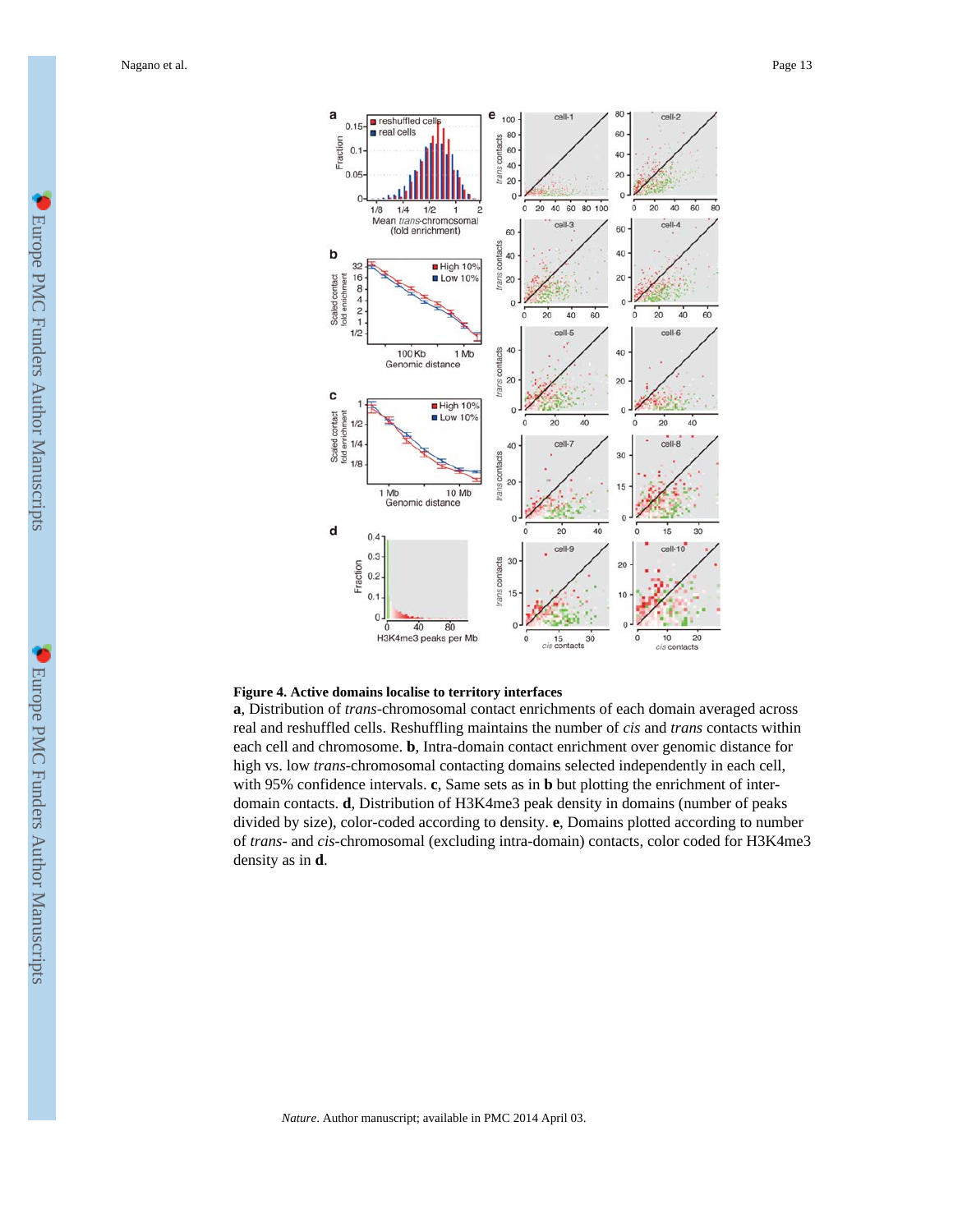**Figure 4. Active domains localise to territory interfaces**

**a**, Distribution of *trans*-chromosomal contact enrichments of each domain averaged across real and reshuffled cells. Reshuffling maintains the number of *cis* and *trans* contacts within each cell and chromosome. **b**, Intra-domain contact enrichment over genomic distance for high vs. low *trans*-chromosomal contacting domains selected independently in each cell, with 95% confidence intervals. **c**, Same sets as in **b** but plotting the enrichment of inter-domain contacts. **d**, Distribution of H3K4me3 peak density in domains (number of peaks divided by size), color-coded according to density. **e**, Domains plotted according to number of *trans*- and *cis*-chromosomal (excluding intra-domain) contacts, color coded for H3K4me3 density as in **d**.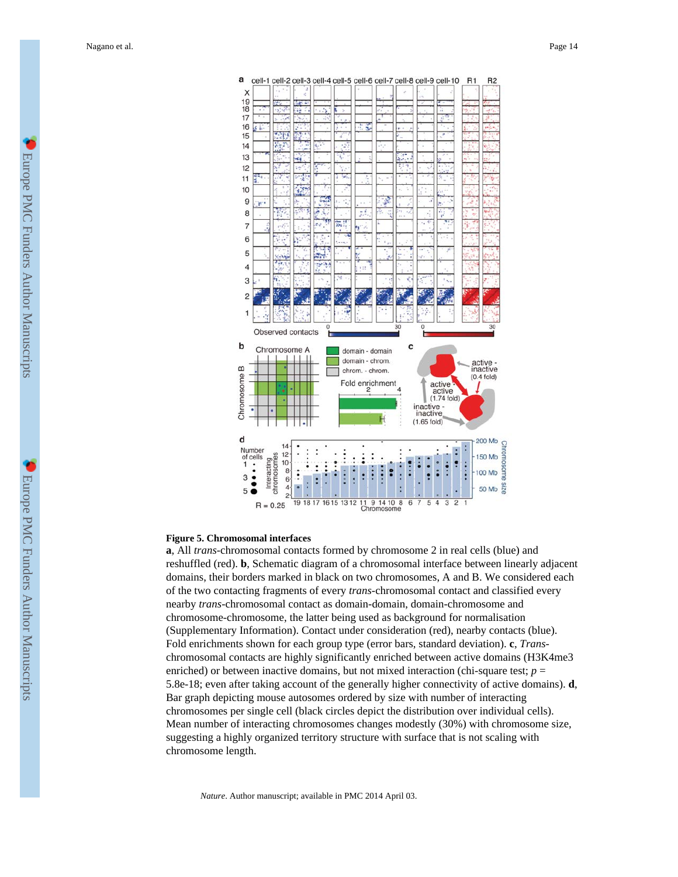a cell-1 cell-2 cell-3 cell-4 cell-5 cell-6 cell-7 cell-8 cell-9 cell-10 R1 R2

X 19 18 17 16 15 14 13 12 11 10 9 8 7 6 5 4 3 2 1

Observed contacts 0 30 0 30

b Chromosome A

Chromosome B

domain - domain
domain - chrom.
chrom. - chrom.

Fold enrichment
2 4

c

active - inactive (0.4 fold)
active - active (1.74 fold)
inactive - inactive (1.65 fold)

d

Number of cells
1
3
5

Interacting chromosomes
14 12 10 8 6 4 2

200 Mb
150 Mb
100 Mb
50 Mb

Chromosome size

R = 0.25

19 18 17 16 15 13 12 11 9 14 10 8 6 7 5 4 3 2 1
Chromosome

**Figure 5. Chromosomal interfaces**

**a**, All *trans*-chromosomal contacts formed by chromosome 2 in real cells (blue) and reshuffled (red). **b**, Schematic diagram of a chromosomal interface between linearly adjacent domains, their borders marked in black on two chromosomes, A and B. We considered each of the two contacting fragments of every *trans*-chromosomal contact and classified every nearby *trans*-chromosomal contact as domain-domain, domain-chromosome and chromosome-chromosome, the latter being used as background for normalisation (Supplementary Information). Contact under consideration (red), nearby contacts (blue). Fold enrichments shown for each group type (error bars, standard deviation). **c**, *Trans*-chromosomal contacts are highly significantly enriched between active domains (H3K4me3 enriched) or between inactive domains, but not mixed interaction (chi-square test; $p$ = 5.8e-18; even after taking account of the generally higher connectivity of active domains). **d**, Bar graph depicting mouse autosomes ordered by size with number of interacting chromosomes per single cell (black circles depict the distribution over individual cells). Mean number of interacting chromosomes changes modestly (30%) with chromosome size, suggesting a highly organized territory structure with surface that is not scaling with chromosome length.